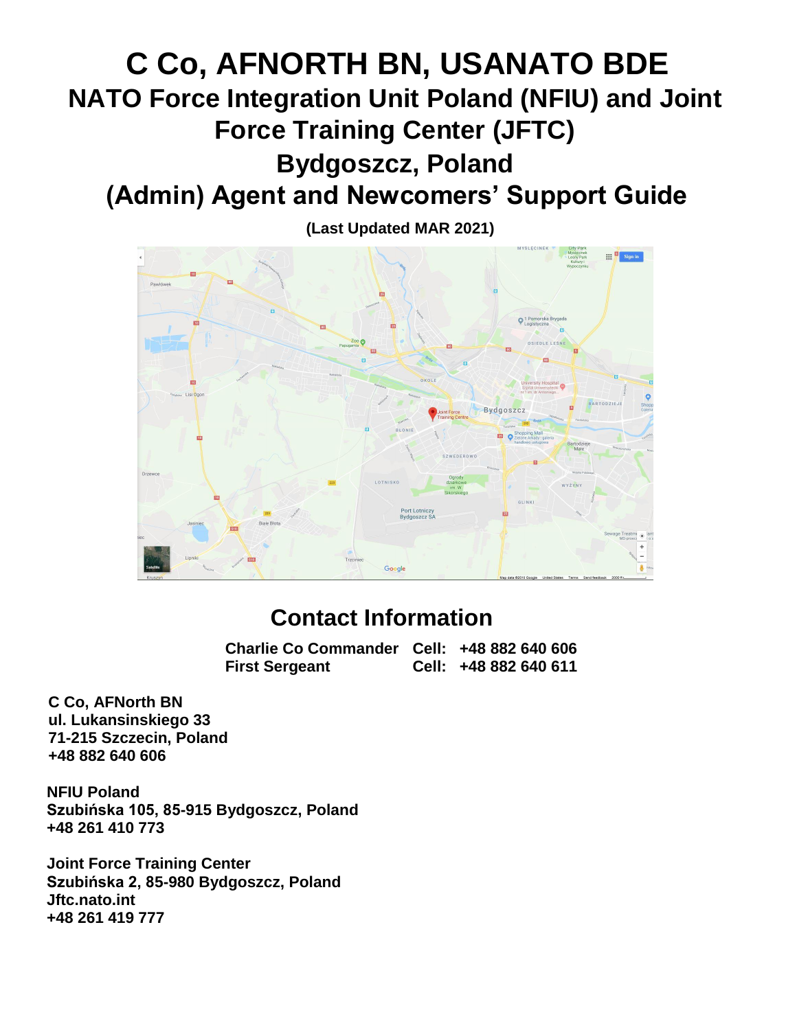# C Co, AFNORTH BN, USANATO BDE

## NATO Force Integration Unit Poland (NFIU) and Joint Force Training Center (JFTC)

## Bydgoszcz, Poland

## (Admin) Agent and Newcomers' Support Guide

**(Last Updated MAR 2021)**

## Contact Information

| | | |
|---|---|---|
| **Charlie Co Commander** | **Cell:** | **+48 882 640 606** |
| **First Sergeant** | **Cell:** | **+48 882 640 611** |

**C Co, AFNorth BN**
**ul. Lukansinskiego 33**
**71-215 Szczecin, Poland**
**+48 882 640 606**

**NFIU Poland**
**Szubińska 105, 85-915 Bydgoszcz, Poland**
**+48 261 410 773**

**Joint Force Training Center**
**Szubińska 2, 85-980 Bydgoszcz, Poland**
**Jftc.nato.int**
**+48 261 419 777**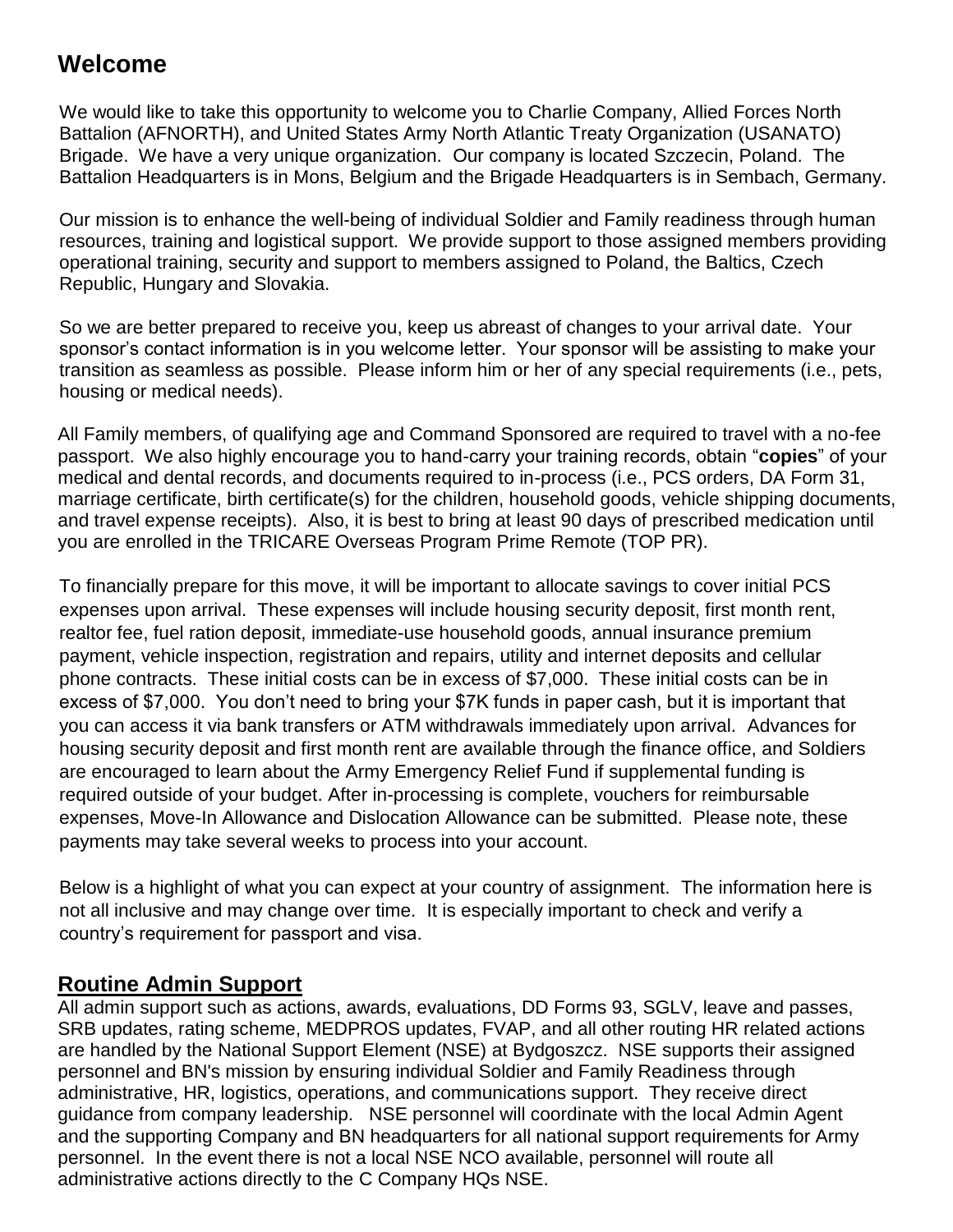## Welcome

We would like to take this opportunity to welcome you to Charlie Company, Allied Forces North Battalion (AFNORTH), and United States Army North Atlantic Treaty Organization (USANATO) Brigade. We have a very unique organization. Our company is located Szczecin, Poland. The Battalion Headquarters is in Mons, Belgium and the Brigade Headquarters is in Sembach, Germany.

Our mission is to enhance the well-being of individual Soldier and Family readiness through human resources, training and logistical support. We provide support to those assigned members providing operational training, security and support to members assigned to Poland, the Baltics, Czech Republic, Hungary and Slovakia.

So we are better prepared to receive you, keep us abreast of changes to your arrival date. Your sponsor's contact information is in you welcome letter. Your sponsor will be assisting to make your transition as seamless as possible. Please inform him or her of any special requirements (i.e., pets, housing or medical needs).

All Family members, of qualifying age and Command Sponsored are required to travel with a no-fee passport. We also highly encourage you to hand-carry your training records, obtain "**copies**" of your medical and dental records, and documents required to in-process (i.e., PCS orders, DA Form 31, marriage certificate, birth certificate(s) for the children, household goods, vehicle shipping documents, and travel expense receipts). Also, it is best to bring at least 90 days of prescribed medication until you are enrolled in the TRICARE Overseas Program Prime Remote (TOP PR).

To financially prepare for this move, it will be important to allocate savings to cover initial PCS expenses upon arrival. These expenses will include housing security deposit, first month rent, realtor fee, fuel ration deposit, immediate-use household goods, annual insurance premium payment, vehicle inspection, registration and repairs, utility and internet deposits and cellular phone contracts. These initial costs can be in excess of $7,000. These initial costs can be in excess of $7,000. You don't need to bring your $7K funds in paper cash, but it is important that you can access it via bank transfers or ATM withdrawals immediately upon arrival. Advances for housing security deposit and first month rent are available through the finance office, and Soldiers are encouraged to learn about the Army Emergency Relief Fund if supplemental funding is required outside of your budget. After in-processing is complete, vouchers for reimbursable expenses, Move-In Allowance and Dislocation Allowance can be submitted. Please note, these payments may take several weeks to process into your account.

Below is a highlight of what you can expect at your country of assignment. The information here is not all inclusive and may change over time. It is especially important to check and verify a country's requirement for passport and visa.

## Routine Admin Support

All admin support such as actions, awards, evaluations, DD Forms 93, SGLV, leave and passes, SRB updates, rating scheme, MEDPROS updates, FVAP, and all other routing HR related actions are handled by the National Support Element (NSE) at Bydgoszcz. NSE supports their assigned personnel and BN's mission by ensuring individual Soldier and Family Readiness through administrative, HR, logistics, operations, and communications support. They receive direct guidance from company leadership. NSE personnel will coordinate with the local Admin Agent and the supporting Company and BN headquarters for all national support requirements for Army personnel. In the event there is not a local NSE NCO available, personnel will route all administrative actions directly to the C Company HQs NSE.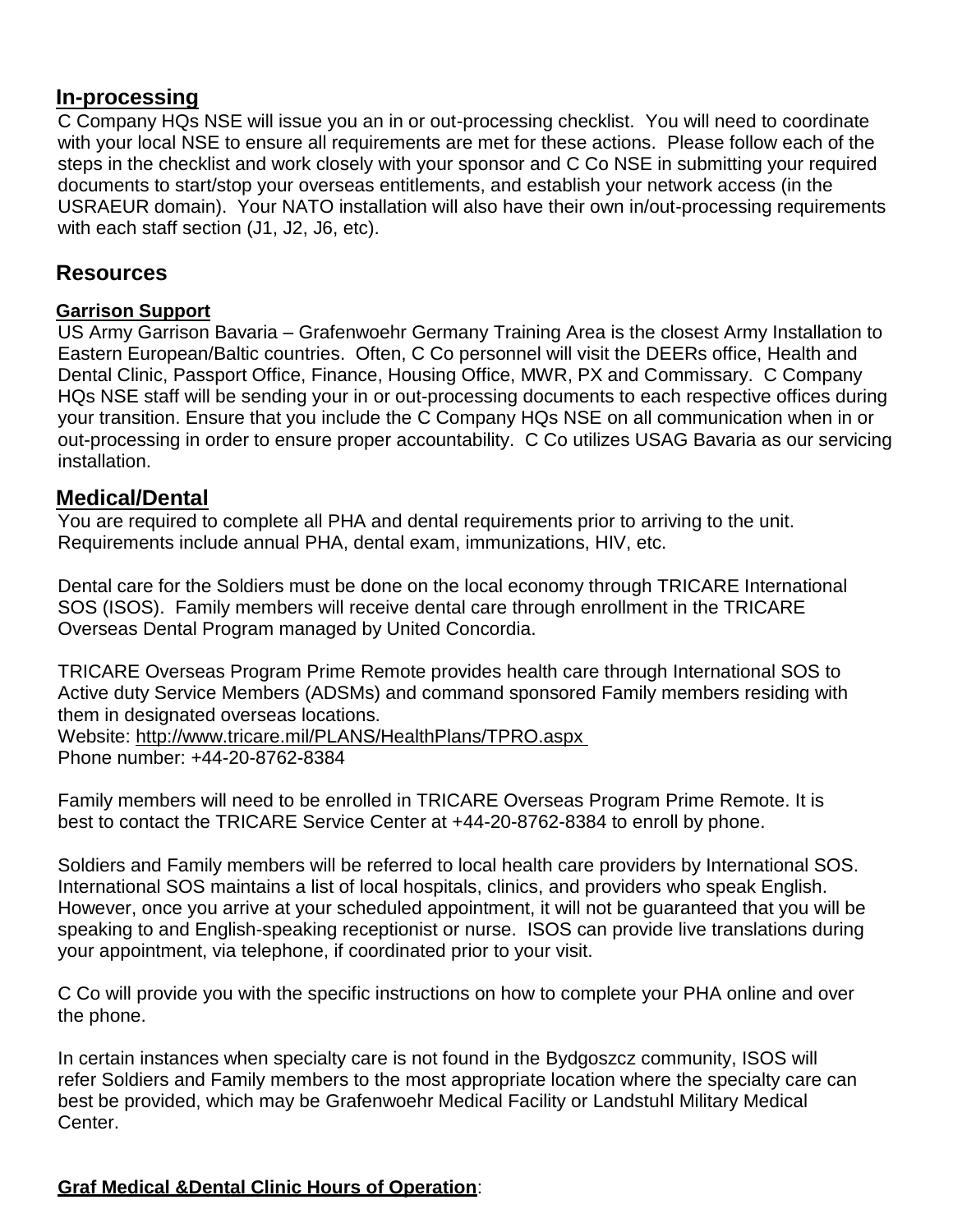## In-processing

C Company HQs NSE will issue you an in or out-processing checklist. You will need to coordinate with your local NSE to ensure all requirements are met for these actions. Please follow each of the steps in the checklist and work closely with your sponsor and C Co NSE in submitting your required documents to start/stop your overseas entitlements, and establish your network access (in the USRAEUR domain). Your NATO installation will also have their own in/out-processing requirements with each staff section (J1, J2, J6, etc).

## Resources

### Garrison Support

US Army Garrison Bavaria – Grafenwoehr Germany Training Area is the closest Army Installation to Eastern European/Baltic countries. Often, C Co personnel will visit the DEERs office, Health and Dental Clinic, Passport Office, Finance, Housing Office, MWR, PX and Commissary. C Company HQs NSE staff will be sending your in or out-processing documents to each respective offices during your transition. Ensure that you include the C Company HQs NSE on all communication when in or out-processing in order to ensure proper accountability. C Co utilizes USAG Bavaria as our servicing installation.

## Medical/Dental

You are required to complete all PHA and dental requirements prior to arriving to the unit. Requirements include annual PHA, dental exam, immunizations, HIV, etc.

Dental care for the Soldiers must be done on the local economy through TRICARE International SOS (ISOS). Family members will receive dental care through enrollment in the TRICARE Overseas Dental Program managed by United Concordia.

TRICARE Overseas Program Prime Remote provides health care through International SOS to Active duty Service Members (ADSMs) and command sponsored Family members residing with them in designated overseas locations.
Website: http://www.tricare.mil/PLANS/HealthPlans/TPRO.aspx
Phone number: +44-20-8762-8384

Family members will need to be enrolled in TRICARE Overseas Program Prime Remote. It is best to contact the TRICARE Service Center at +44-20-8762-8384 to enroll by phone.

Soldiers and Family members will be referred to local health care providers by International SOS. International SOS maintains a list of local hospitals, clinics, and providers who speak English. However, once you arrive at your scheduled appointment, it will not be guaranteed that you will be speaking to and English-speaking receptionist or nurse. ISOS can provide live translations during your appointment, via telephone, if coordinated prior to your visit.

C Co will provide you with the specific instructions on how to complete your PHA online and over the phone.

In certain instances when specialty care is not found in the Bydgoszcz community, ISOS will refer Soldiers and Family members to the most appropriate location where the specialty care can best be provided, which may be Grafenwoehr Medical Facility or Landstuhl Military Medical Center.

**Graf Medical &Dental Clinic Hours of Operation**: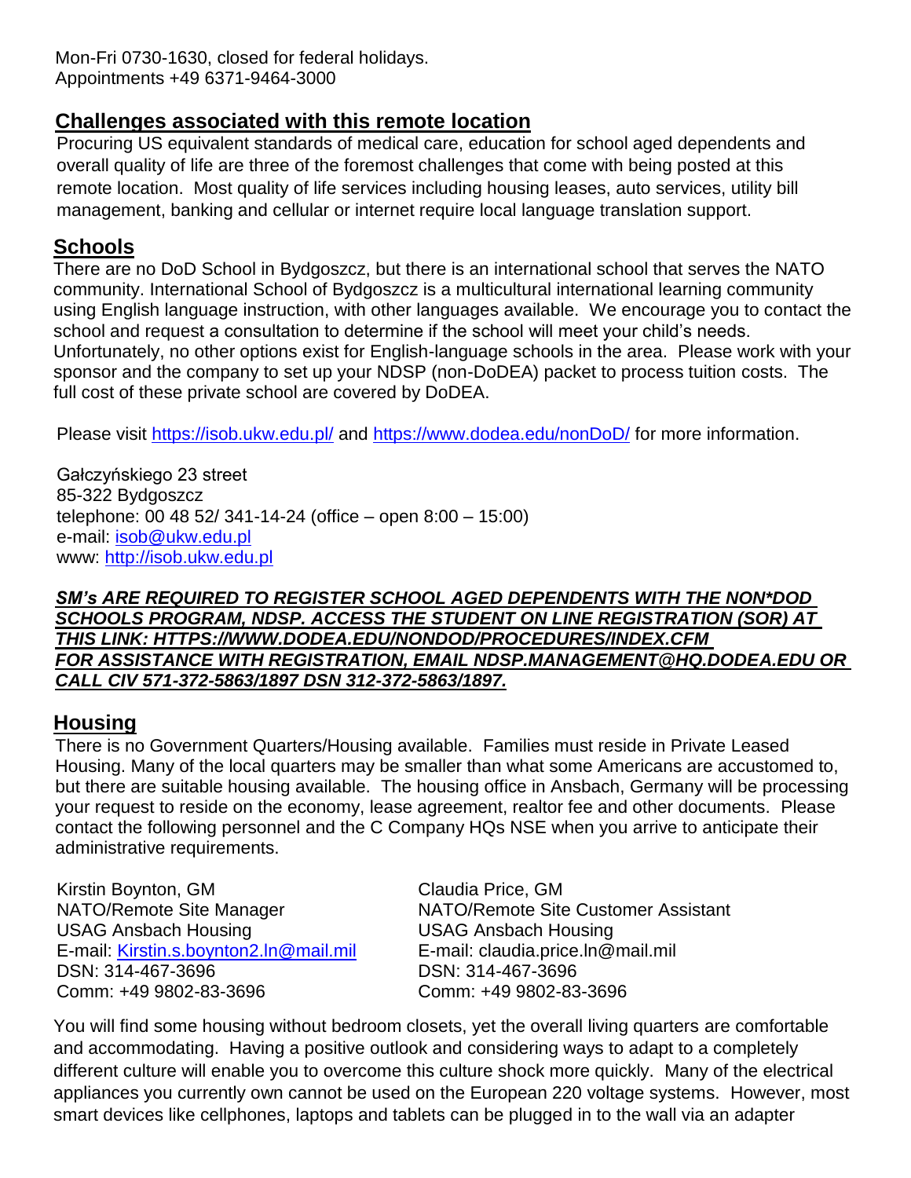Mon-Fri 0730-1630, closed for federal holidays.
Appointments +49 6371-9464-3000

## Challenges associated with this remote location

Procuring US equivalent standards of medical care, education for school aged dependents and overall quality of life are three of the foremost challenges that come with being posted at this remote location. Most quality of life services including housing leases, auto services, utility bill management, banking and cellular or internet require local language translation support.

## Schools

There are no DoD School in Bydgoszcz, but there is an international school that serves the NATO community. International School of Bydgoszcz is a multicultural international learning community using English language instruction, with other languages available. We encourage you to contact the school and request a consultation to determine if the school will meet your child's needs. Unfortunately, no other options exist for English-language schools in the area. Please work with your sponsor and the company to set up your NDSP (non-DoDEA) packet to process tuition costs. The full cost of these private school are covered by DoDEA.

Please visit https://isob.ukw.edu.pl/ and https://www.dodea.edu/nonDoD/ for more information.

Gałczyńskiego 23 street
85-322 Bydgoszcz
telephone: 00 48 52/ 341-14-24 (office – open 8:00 – 15:00)
e-mail: isob@ukw.edu.pl
www: http://isob.ukw.edu.pl

***SM's ARE REQUIRED TO REGISTER SCHOOL AGED DEPENDENTS WITH THE NON*DOD SCHOOLS PROGRAM, NDSP. ACCESS THE STUDENT ON LINE REGISTRATION (SOR) AT THIS LINK: HTTPS://WWW.DODEA.EDU/NONDOD/PROCEDURES/INDEX.CFM FOR ASSISTANCE WITH REGISTRATION, EMAIL NDSP.MANAGEMENT@HQ.DODEA.EDU OR CALL CIV 571-372-5863/1897 DSN 312-372-5863/1897.***

## Housing

There is no Government Quarters/Housing available. Families must reside in Private Leased Housing. Many of the local quarters may be smaller than what some Americans are accustomed to, but there are suitable housing available. The housing office in Ansbach, Germany will be processing your request to reside on the economy, lease agreement, realtor fee and other documents. Please contact the following personnel and the C Company HQs NSE when you arrive to anticipate their administrative requirements.

Kirstin Boynton, GM
NATO/Remote Site Manager
USAG Ansbach Housing
E-mail: Kirstin.s.boynton2.ln@mail.mil
DSN: 314-467-3696
Comm: +49 9802-83-3696

Claudia Price, GM
NATO/Remote Site Customer Assistant
USAG Ansbach Housing
E-mail: claudia.price.ln@mail.mil
DSN: 314-467-3696
Comm: +49 9802-83-3696

You will find some housing without bedroom closets, yet the overall living quarters are comfortable and accommodating. Having a positive outlook and considering ways to adapt to a completely different culture will enable you to overcome this culture shock more quickly. Many of the electrical appliances you currently own cannot be used on the European 220 voltage systems. However, most smart devices like cellphones, laptops and tablets can be plugged in to the wall via an adapter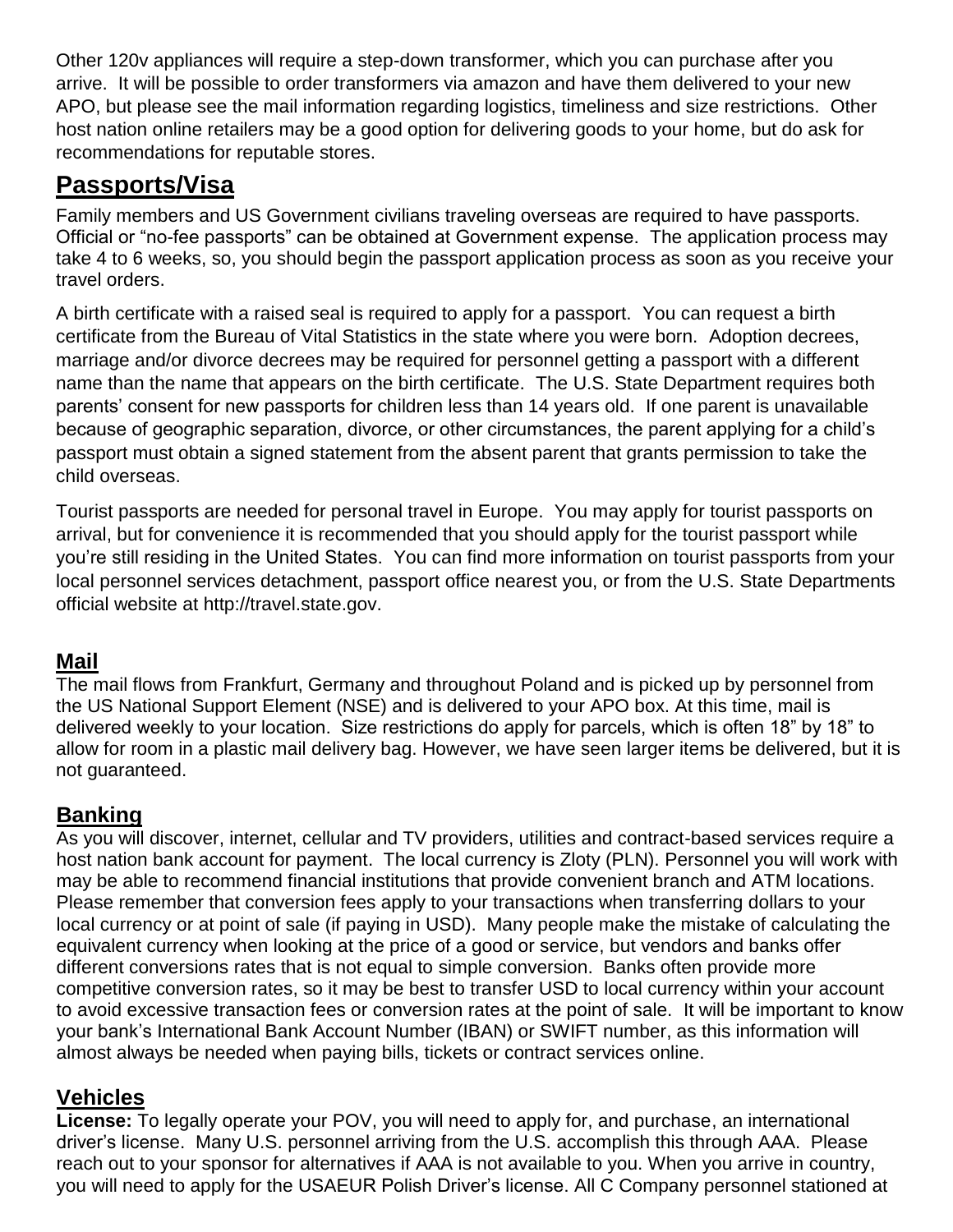Other 120v appliances will require a step-down transformer, which you can purchase after you arrive. It will be possible to order transformers via amazon and have them delivered to your new APO, but please see the mail information regarding logistics, timeliness and size restrictions. Other host nation online retailers may be a good option for delivering goods to your home, but do ask for recommendations for reputable stores.

## Passports/Visa

Family members and US Government civilians traveling overseas are required to have passports. Official or "no-fee passports" can be obtained at Government expense. The application process may take 4 to 6 weeks, so, you should begin the passport application process as soon as you receive your travel orders.

A birth certificate with a raised seal is required to apply for a passport. You can request a birth certificate from the Bureau of Vital Statistics in the state where you were born. Adoption decrees, marriage and/or divorce decrees may be required for personnel getting a passport with a different name than the name that appears on the birth certificate. The U.S. State Department requires both parents' consent for new passports for children less than 14 years old. If one parent is unavailable because of geographic separation, divorce, or other circumstances, the parent applying for a child's passport must obtain a signed statement from the absent parent that grants permission to take the child overseas.

Tourist passports are needed for personal travel in Europe. You may apply for tourist passports on arrival, but for convenience it is recommended that you should apply for the tourist passport while you're still residing in the United States. You can find more information on tourist passports from your local personnel services detachment, passport office nearest you, or from the U.S. State Departments official website at http://travel.state.gov.

### Mail

The mail flows from Frankfurt, Germany and throughout Poland and is picked up by personnel from the US National Support Element (NSE) and is delivered to your APO box. At this time, mail is delivered weekly to your location. Size restrictions do apply for parcels, which is often 18" by 18" to allow for room in a plastic mail delivery bag. However, we have seen larger items be delivered, but it is not guaranteed.

### Banking

As you will discover, internet, cellular and TV providers, utilities and contract-based services require a host nation bank account for payment. The local currency is Zloty (PLN). Personnel you will work with may be able to recommend financial institutions that provide convenient branch and ATM locations. Please remember that conversion fees apply to your transactions when transferring dollars to your local currency or at point of sale (if paying in USD). Many people make the mistake of calculating the equivalent currency when looking at the price of a good or service, but vendors and banks offer different conversions rates that is not equal to simple conversion. Banks often provide more competitive conversion rates, so it may be best to transfer USD to local currency within your account to avoid excessive transaction fees or conversion rates at the point of sale. It will be important to know your bank's International Bank Account Number (IBAN) or SWIFT number, as this information will almost always be needed when paying bills, tickets or contract services online.

## Vehicles

**License:** To legally operate your POV, you will need to apply for, and purchase, an international driver's license. Many U.S. personnel arriving from the U.S. accomplish this through AAA. Please reach out to your sponsor for alternatives if AAA is not available to you. When you arrive in country, you will need to apply for the USAEUR Polish Driver's license. All C Company personnel stationed at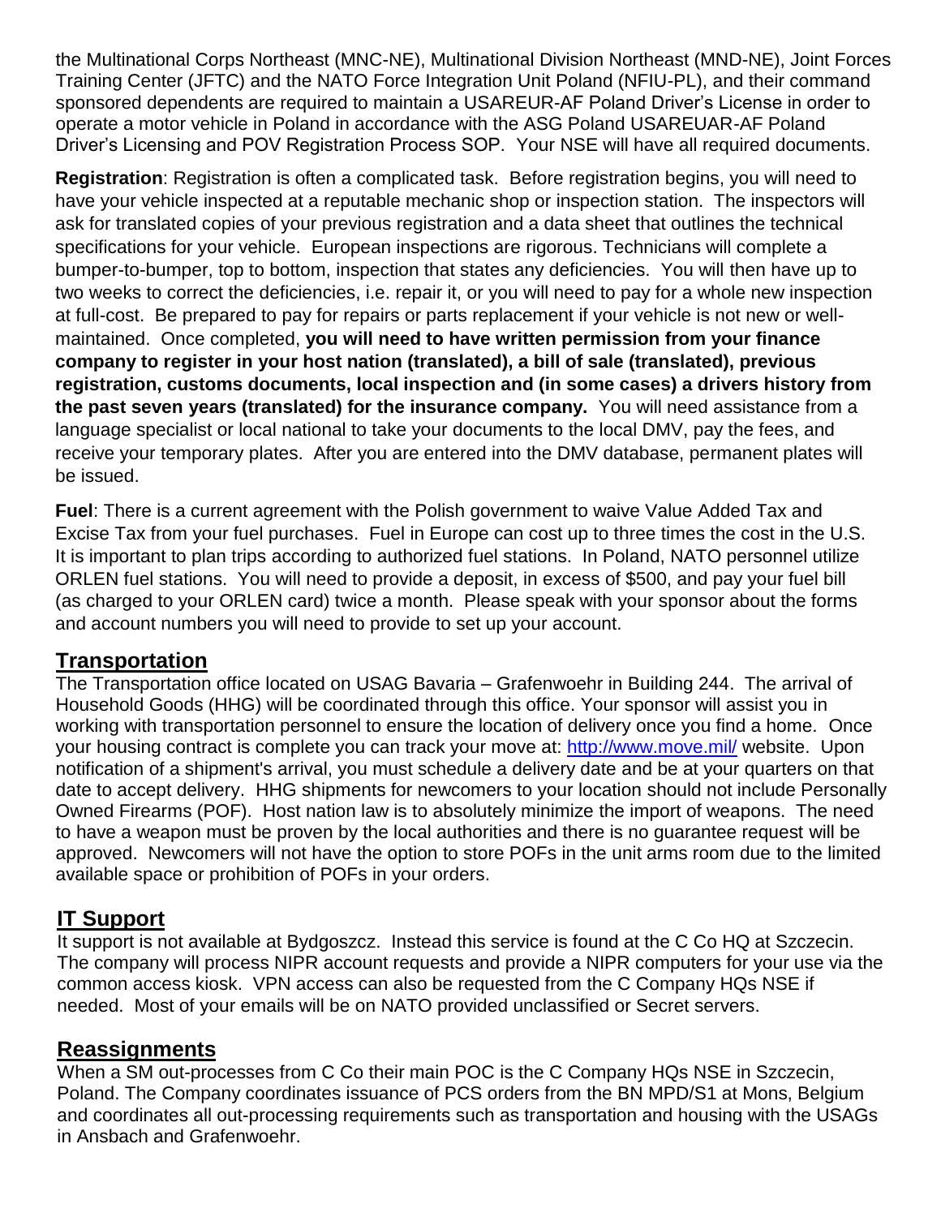the Multinational Corps Northeast (MNC-NE), Multinational Division Northeast (MND-NE), Joint Forces Training Center (JFTC) and the NATO Force Integration Unit Poland (NFIU-PL), and their command sponsored dependents are required to maintain a USAREUR-AF Poland Driver's License in order to operate a motor vehicle in Poland in accordance with the ASG Poland USAREUAR-AF Poland Driver's Licensing and POV Registration Process SOP. Your NSE will have all required documents.

**Registration**: Registration is often a complicated task. Before registration begins, you will need to have your vehicle inspected at a reputable mechanic shop or inspection station. The inspectors will ask for translated copies of your previous registration and a data sheet that outlines the technical specifications for your vehicle. European inspections are rigorous. Technicians will complete a bumper-to-bumper, top to bottom, inspection that states any deficiencies. You will then have up to two weeks to correct the deficiencies, i.e. repair it, or you will need to pay for a whole new inspection at full-cost. Be prepared to pay for repairs or parts replacement if your vehicle is not new or well-maintained. Once completed, **you will need to have written permission from your finance company to register in your host nation (translated), a bill of sale (translated), previous registration, customs documents, local inspection and (in some cases) a drivers history from the past seven years (translated) for the insurance company.** You will need assistance from a language specialist or local national to take your documents to the local DMV, pay the fees, and receive your temporary plates. After you are entered into the DMV database, permanent plates will be issued.

**Fuel**: There is a current agreement with the Polish government to waive Value Added Tax and Excise Tax from your fuel purchases. Fuel in Europe can cost up to three times the cost in the U.S. It is important to plan trips according to authorized fuel stations. In Poland, NATO personnel utilize ORLEN fuel stations. You will need to provide a deposit, in excess of $500, and pay your fuel bill (as charged to your ORLEN card) twice a month. Please speak with your sponsor about the forms and account numbers you will need to provide to set up your account.

## Transportation

The Transportation office located on USAG Bavaria – Grafenwoehr in Building 244. The arrival of Household Goods (HHG) will be coordinated through this office. Your sponsor will assist you in working with transportation personnel to ensure the location of delivery once you find a home. Once your housing contract is complete you can track your move at: [http://www.move.mil/](http://www.move.mil/) website. Upon notification of a shipment's arrival, you must schedule a delivery date and be at your quarters on that date to accept delivery. HHG shipments for newcomers to your location should not include Personally Owned Firearms (POF). Host nation law is to absolutely minimize the import of weapons. The need to have a weapon must be proven by the local authorities and there is no guarantee request will be approved. Newcomers will not have the option to store POFs in the unit arms room due to the limited available space or prohibition of POFs in your orders.

## IT Support

It support is not available at Bydgoszcz. Instead this service is found at the C Co HQ at Szczecin. The company will process NIPR account requests and provide a NIPR computers for your use via the common access kiosk. VPN access can also be requested from the C Company HQs NSE if needed. Most of your emails will be on NATO provided unclassified or Secret servers.

## Reassignments

When a SM out-processes from C Co their main POC is the C Company HQs NSE in Szczecin, Poland. The Company coordinates issuance of PCS orders from the BN MPD/S1 at Mons, Belgium and coordinates all out-processing requirements such as transportation and housing with the USAGs in Ansbach and Grafenwoehr.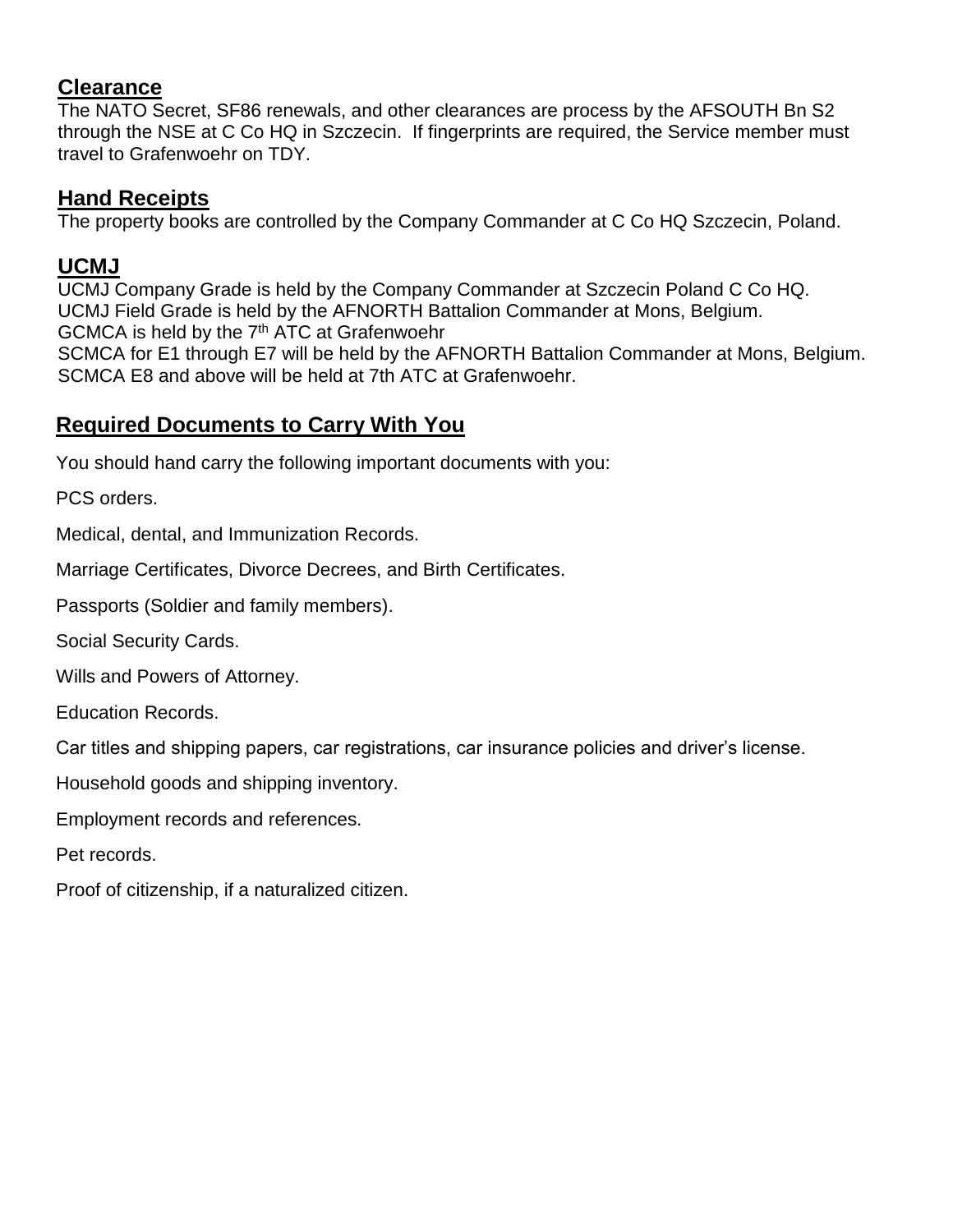## Clearance

The NATO Secret, SF86 renewals, and other clearances are process by the AFSOUTH Bn S2 through the NSE at C Co HQ in Szczecin. If fingerprints are required, the Service member must travel to Grafenwoehr on TDY.

## Hand Receipts

The property books are controlled by the Company Commander at C Co HQ Szczecin, Poland.

## UCMJ

UCMJ Company Grade is held by the Company Commander at Szczecin Poland C Co HQ.
UCMJ Field Grade is held by the AFNORTH Battalion Commander at Mons, Belgium.
GCMCA is held by the 7th ATC at Grafenwoehr
SCMCA for E1 through E7 will be held by the AFNORTH Battalion Commander at Mons, Belgium.
SCMCA E8 and above will be held at 7th ATC at Grafenwoehr.

## Required Documents to Carry With You

You should hand carry the following important documents with you:

PCS orders.

Medical, dental, and Immunization Records.

Marriage Certificates, Divorce Decrees, and Birth Certificates.

Passports (Soldier and family members).

Social Security Cards.

Wills and Powers of Attorney.

Education Records.

Car titles and shipping papers, car registrations, car insurance policies and driver's license.

Household goods and shipping inventory.

Employment records and references.

Pet records.

Proof of citizenship, if a naturalized citizen.